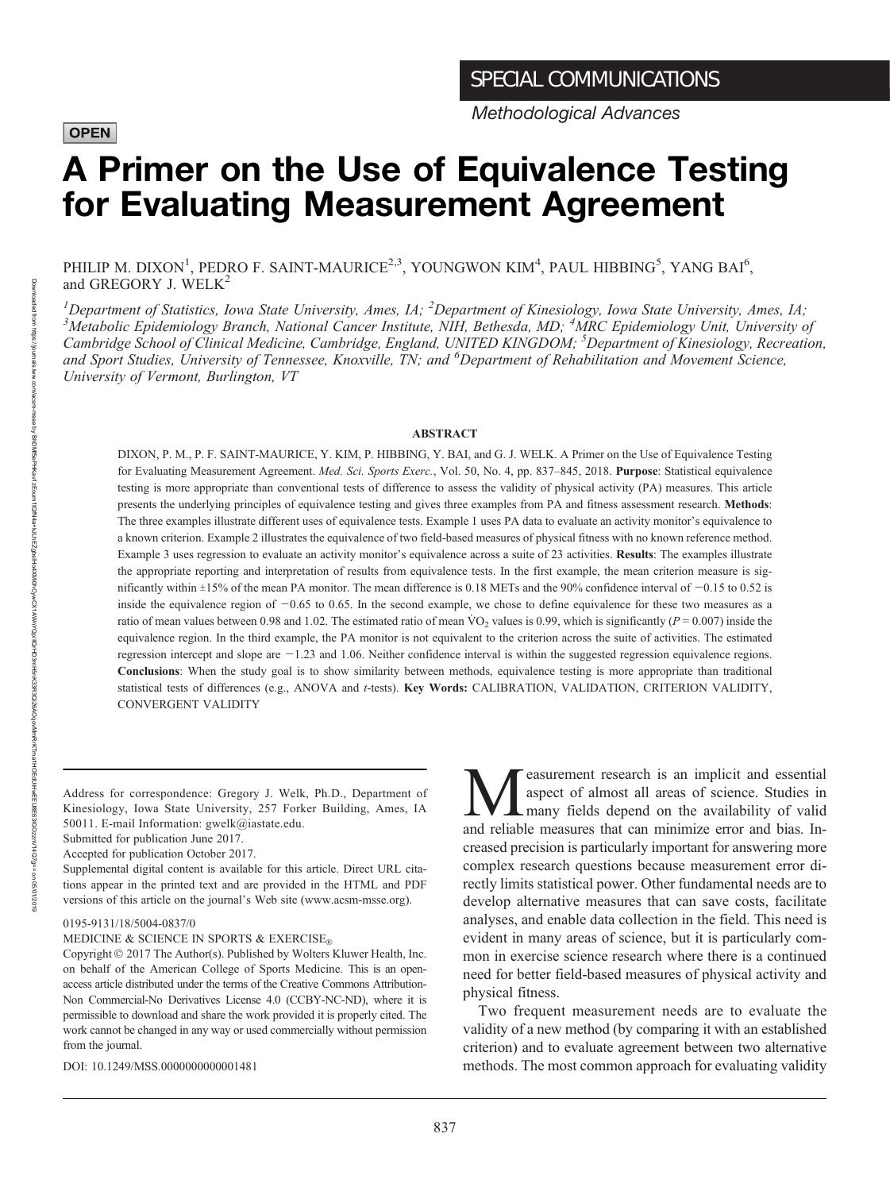SPECIAL COMMUNICATIONS

*Methodological Advances*

**OPEN**

# A Primer on the Use of Equivalence Testing for Evaluating Measurement Agreement

PHILIP M. DIXON[1], PEDRO F. SAINT-MAURICE[2,3], YOUNGWON KIM[4], PAUL HIBBING[5], YANG BAI[6], and GREGORY J. WELK[2]

[1]*Department of Statistics, Iowa State University, Ames, IA;* [2]*Department of Kinesiology, Iowa State University, Ames, IA;* [3]*Metabolic Epidemiology Branch, National Cancer Institute, NIH, Bethesda, MD;* [4]*MRC Epidemiology Unit, University of Cambridge School of Clinical Medicine, Cambridge, England, UNITED KINGDOM;* [5]*Department of Kinesiology, Recreation, and Sport Studies, University of Tennessee, Knoxville, TN; and* [6]*Department of Rehabilitation and Movement Science, University of Vermont, Burlington, VT*

## ABSTRACT

DIXON, P. M., P. F. SAINT-MAURICE, Y. KIM, P. HIBBING, Y. BAI, and G. J. WELK. A Primer on the Use of Equivalence Testing for Evaluating Measurement Agreement. *Med. Sci. Sports Exerc.*, Vol. 50, No. 4, pp. 837–845, 2018. **Purpose**: Statistical equivalence testing is more appropriate than conventional tests of difference to assess the validity of physical activity (PA) measures. This article presents the underlying principles of equivalence testing and gives three examples from PA and fitness assessment research. **Methods**: The three examples illustrate different uses of equivalence tests. Example 1 uses PA data to evaluate an activity monitor's equivalence to a known criterion. Example 2 illustrates the equivalence of two field-based measures of physical fitness with no known reference method. Example 3 uses regression to evaluate an activity monitor's equivalence across a suite of 23 activities. **Results**: The examples illustrate the appropriate reporting and interpretation of results from equivalence tests. In the first example, the mean criterion measure is significantly within ±15% of the mean PA monitor. The mean difference is 0.18 METs and the 90% confidence interval of −0.15 to 0.52 is inside the equivalence region of −0.65 to 0.65. In the second example, we chose to define equivalence for these two measures as a ratio of mean values between 0.98 and 1.02. The estimated ratio of mean $\dot{V}O_2$ values is 0.99, which is significantly ($P = 0.007$) inside the equivalence region. In the third example, the PA monitor is not equivalent to the criterion across the suite of activities. The estimated regression intercept and slope are −1.23 and 1.06. Neither confidence interval is within the suggested regression equivalence regions. **Conclusions**: When the study goal is to show similarity between methods, equivalence testing is more appropriate than traditional statistical tests of differences (e.g., ANOVA and *t*-tests). **Key Words:** CALIBRATION, VALIDATION, CRITERION VALIDITY, CONVERGENT VALIDITY

Address for correspondence: Gregory J. Welk, Ph.D., Department of Kinesiology, Iowa State University, 257 Forker Building, Ames, IA 50011. E-mail Information: gwelk@iastate.edu.
Submitted for publication June 2017.
Accepted for publication October 2017.
Supplemental digital content is available for this article. Direct URL citations appear in the printed text and are provided in the HTML and PDF versions of this article on the journal's Web site (www.acsm-msse.org).

0195-9131/18/5004-0837/0
MEDICINE & SCIENCE IN SPORTS & EXERCISE®
Copyright © 2017 The Author(s). Published by Wolters Kluwer Health, Inc. on behalf of the American College of Sports Medicine. This is an open-access article distributed under the terms of the Creative Commons Attribution-Non Commercial-No Derivatives License 4.0 (CCBY-NC-ND), where it is permissible to download and share the work provided it is properly cited. The work cannot be changed in any way or used commercially without permission from the journal.

DOI: 10.1249/MSS.0000000000001481

Measurement research is an implicit and essential aspect of almost all areas of science. Studies in many fields depend on the availability of valid and reliable measures that can minimize error and bias. Increased precision is particularly important for answering more complex research questions because measurement error directly limits statistical power. Other fundamental needs are to develop alternative measures that can save costs, facilitate analyses, and enable data collection in the field. This need is evident in many areas of science, but it is particularly common in exercise science research where there is a continued need for better field-based measures of physical activity and physical fitness.

Two frequent measurement needs are to evaluate the validity of a new method (by comparing it with an established criterion) and to evaluate agreement between two alternative methods. The most common approach for evaluating validity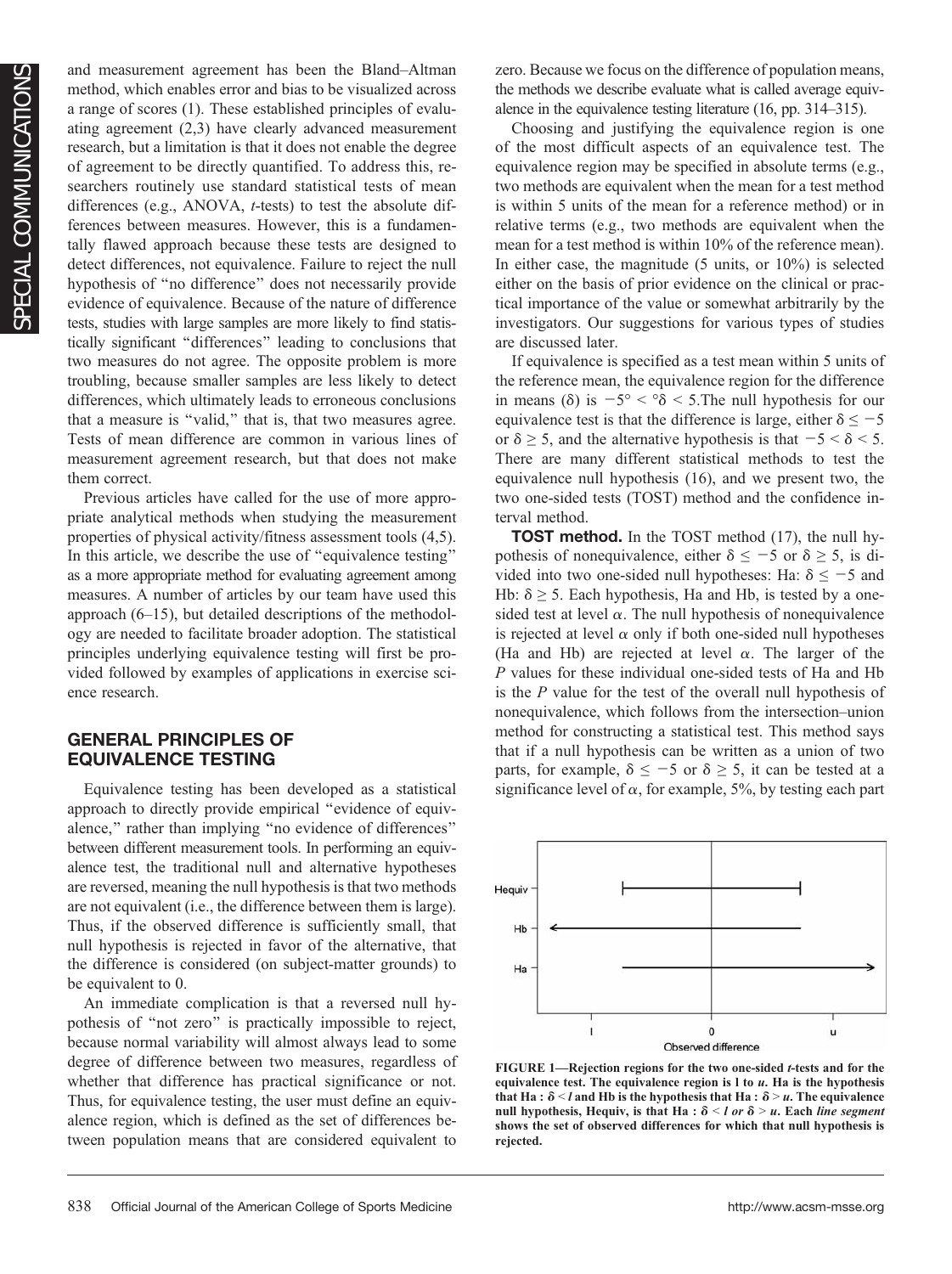and measurement agreement has been the Bland–Altman method, which enables error and bias to be visualized across a range of scores (1). These established principles of evaluating agreement (2,3) have clearly advanced measurement research, but a limitation is that it does not enable the degree of agreement to be directly quantified. To address this, researchers routinely use standard statistical tests of mean differences (e.g., ANOVA, *t*-tests) to test the absolute differences between measures. However, this is a fundamentally flawed approach because these tests are designed to detect differences, not equivalence. Failure to reject the null hypothesis of "no difference" does not necessarily provide evidence of equivalence. Because of the nature of difference tests, studies with large samples are more likely to find statistically significant "differences" leading to conclusions that two measures do not agree. The opposite problem is more troubling, because smaller samples are less likely to detect differences, which ultimately leads to erroneous conclusions that a measure is "valid," that is, that two measures agree. Tests of mean difference are common in various lines of measurement agreement research, but that does not make them correct.

Previous articles have called for the use of more appropriate analytical methods when studying the measurement properties of physical activity/fitness assessment tools (4,5). In this article, we describe the use of "equivalence testing" as a more appropriate method for evaluating agreement among measures. A number of articles by our team have used this approach (6–15), but detailed descriptions of the methodology are needed to facilitate broader adoption. The statistical principles underlying equivalence testing will first be provided followed by examples of applications in exercise science research.

## GENERAL PRINCIPLES OF EQUIVALENCE TESTING

Equivalence testing has been developed as a statistical approach to directly provide empirical "evidence of equivalence," rather than implying "no evidence of differences" between different measurement tools. In performing an equivalence test, the traditional null and alternative hypotheses are reversed, meaning the null hypothesis is that two methods are not equivalent (i.e., the difference between them is large). Thus, if the observed difference is sufficiently small, that null hypothesis is rejected in favor of the alternative, that the difference is considered (on subject-matter grounds) to be equivalent to 0.

An immediate complication is that a reversed null hypothesis of "not zero" is practically impossible to reject, because normal variability will almost always lead to some degree of difference between two measures, regardless of whether that difference has practical significance or not. Thus, for equivalence testing, the user must define an equivalence region, which is defined as the set of differences between population means that are considered equivalent to zero. Because we focus on the difference of population means, the methods we describe evaluate what is called average equivalence in the equivalence testing literature (16, pp. 314–315).

Choosing and justifying the equivalence region is one of the most difficult aspects of an equivalence test. The equivalence region may be specified in absolute terms (e.g., two methods are equivalent when the mean for a test method is within 5 units of the mean for a reference method) or in relative terms (e.g., two methods are equivalent when the mean for a test method is within 10% of the reference mean). In either case, the magnitude (5 units, or 10%) is selected either on the basis of prior evidence on the clinical or practical importance of the value or somewhat arbitrarily by the investigators. Our suggestions for various types of studies are discussed later.

If equivalence is specified as a test mean within 5 units of the reference mean, the equivalence region for the difference in means ($\delta$) is $-5° < °\delta < 5$.The null hypothesis for our equivalence test is that the difference is large, either $\delta \leq -5$ or $\delta \geq 5$, and the alternative hypothesis is that $-5 < \delta < 5$. There are many different statistical methods to test the equivalence null hypothesis (16), and we present two, the two one-sided tests (TOST) method and the confidence interval method.

**TOST method.** In the TOST method (17), the null hypothesis of nonequivalence, either $\delta \leq -5$ or $\delta \geq 5$, is divided into two one-sided null hypotheses: Ha: $\delta \leq -5$ and Hb: $\delta \geq 5$. Each hypothesis, Ha and Hb, is tested by a one-sided test at level $\alpha$. The null hypothesis of nonequivalence is rejected at level $\alpha$ only if both one-sided null hypotheses (Ha and Hb) are rejected at level $\alpha$. The larger of the *P* values for these individual one-sided tests of Ha and Hb is the *P* value for the test of the overall null hypothesis of nonequivalence, which follows from the intersection–union method for constructing a statistical test. This method says that if a null hypothesis can be written as a union of two parts, for example, $\delta \leq -5$ or $\delta \geq 5$, it can be tested at a significance level of $\alpha$, for example, 5%, by testing each part

**FIGURE 1—Rejection regions for the two one-sided *t*-tests and for the equivalence test. The equivalence region is l to *u*. Ha is the hypothesis that Ha : $\delta < l$ and Hb is the hypothesis that Ha : $\delta > u$. The equivalence null hypothesis, Hequiv, is that Ha : $\delta < l$ *or* $\delta > u$. Each *line segment* shows the set of observed differences for which that null hypothesis is rejected.**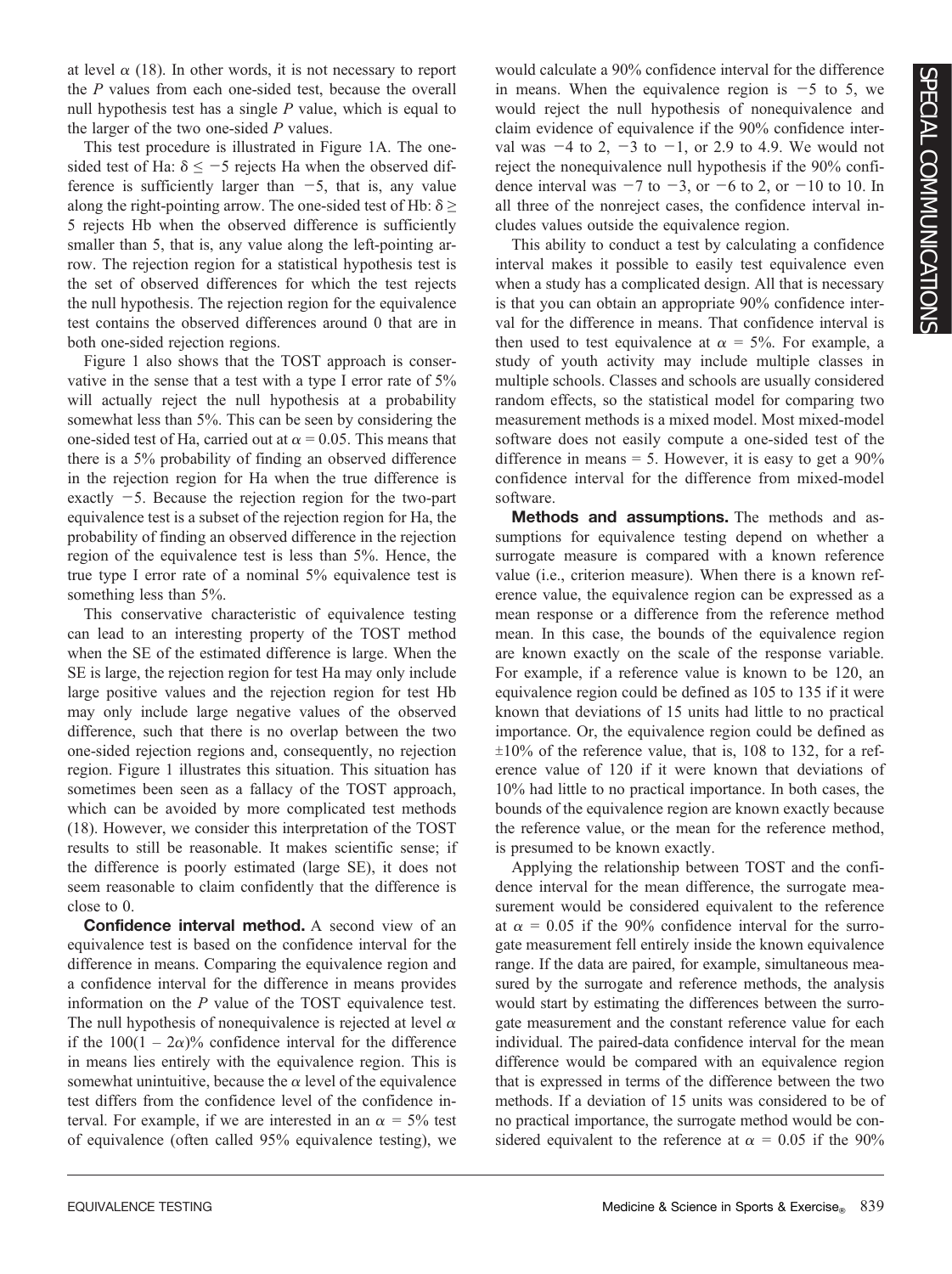at level $\alpha$ (18). In other words, it is not necessary to report the $P$ values from each one-sided test, because the overall null hypothesis test has a single $P$ value, which is equal to the larger of the two one-sided $P$ values.

This test procedure is illustrated in Figure 1A. The one-sided test of Ha: $\delta \leq -5$ rejects Ha when the observed difference is sufficiently larger than $-5$, that is, any value along the right-pointing arrow. The one-sided test of Hb: $\delta \geq 5$ rejects Hb when the observed difference is sufficiently smaller than 5, that is, any value along the left-pointing arrow. The rejection region for a statistical hypothesis test is the set of observed differences for which the test rejects the null hypothesis. The rejection region for the equivalence test contains the observed differences around 0 that are in both one-sided rejection regions.

Figure 1 also shows that the TOST approach is conservative in the sense that a test with a type I error rate of 5% will actually reject the null hypothesis at a probability somewhat less than 5%. This can be seen by considering the one-sided test of Ha, carried out at $\alpha = 0.05$. This means that there is a 5% probability of finding an observed difference in the rejection region for Ha when the true difference is exactly $-5$. Because the rejection region for the two-part equivalence test is a subset of the rejection region for Ha, the probability of finding an observed difference in the rejection region of the equivalence test is less than 5%. Hence, the true type I error rate of a nominal 5% equivalence test is something less than 5%.

This conservative characteristic of equivalence testing can lead to an interesting property of the TOST method when the SE of the estimated difference is large. When the SE is large, the rejection region for test Ha may only include large positive values and the rejection region for test Hb may only include large negative values of the observed difference, such that there is no overlap between the two one-sided rejection regions and, consequently, no rejection region. Figure 1 illustrates this situation. This situation has sometimes been seen as a fallacy of the TOST approach, which can be avoided by more complicated test methods (18). However, we consider this interpretation of the TOST results to still be reasonable. It makes scientific sense; if the difference is poorly estimated (large SE), it does not seem reasonable to claim confidently that the difference is close to 0.

**Confidence interval method.** A second view of an equivalence test is based on the confidence interval for the difference in means. Comparing the equivalence region and a confidence interval for the difference in means provides information on the $P$ value of the TOST equivalence test. The null hypothesis of nonequivalence is rejected at level $\alpha$ if the $100(1 - 2\alpha)$% confidence interval for the difference in means lies entirely with the equivalence region. This is somewhat unintuitive, because the $\alpha$ level of the equivalence test differs from the confidence level of the confidence interval. For example, if we are interested in an $\alpha = 5\%$ test of equivalence (often called 95% equivalence testing), we would calculate a 90% confidence interval for the difference in means. When the equivalence region is $-5$ to 5, we would reject the null hypothesis of nonequivalence and claim evidence of equivalence if the 90% confidence interval was $-4$ to 2, $-3$ to $-1$, or 2.9 to 4.9. We would not reject the nonequivalence null hypothesis if the 90% confidence interval was $-7$ to $-3$, or $-6$ to 2, or $-10$ to 10. In all three of the nonreject cases, the confidence interval includes values outside the equivalence region.

This ability to conduct a test by calculating a confidence interval makes it possible to easily test equivalence even when a study has a complicated design. All that is necessary is that you can obtain an appropriate 90% confidence interval for the difference in means. That confidence interval is then used to test equivalence at $\alpha = 5\%$. For example, a study of youth activity may include multiple classes in multiple schools. Classes and schools are usually considered random effects, so the statistical model for comparing two measurement methods is a mixed model. Most mixed-model software does not easily compute a one-sided test of the difference in means = 5. However, it is easy to get a 90% confidence interval for the difference from mixed-model software.

**Methods and assumptions.** The methods and assumptions for equivalence testing depend on whether a surrogate measure is compared with a known reference value (i.e., criterion measure). When there is a known reference value, the equivalence region can be expressed as a mean response or a difference from the reference method mean. In this case, the bounds of the equivalence region are known exactly on the scale of the response variable. For example, if a reference value is known to be 120, an equivalence region could be defined as 105 to 135 if it were known that deviations of 15 units had little to no practical importance. Or, the equivalence region could be defined as $\pm$10% of the reference value, that is, 108 to 132, for a reference value of 120 if it were known that deviations of 10% had little to no practical importance. In both cases, the bounds of the equivalence region are known exactly because the reference value, or the mean for the reference method, is presumed to be known exactly.

Applying the relationship between TOST and the confidence interval for the mean difference, the surrogate measurement would be considered equivalent to the reference at $\alpha = 0.05$ if the 90% confidence interval for the surrogate measurement fell entirely inside the known equivalence range. If the data are paired, for example, simultaneous measured by the surrogate and reference methods, the analysis would start by estimating the differences between the surrogate measurement and the constant reference value for each individual. The paired-data confidence interval for the mean difference would be compared with an equivalence region that is expressed in terms of the difference between the two methods. If a deviation of 15 units was considered to be of no practical importance, the surrogate method would be considered equivalent to the reference at $\alpha = 0.05$ if the 90%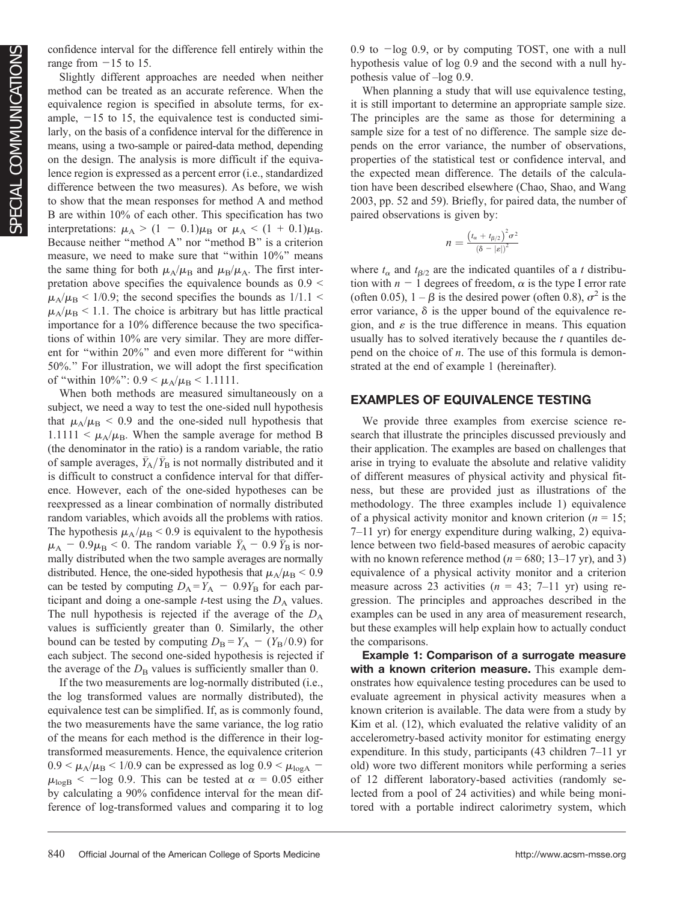confidence interval for the difference fell entirely within the range from −15 to 15.

Slightly different approaches are needed when neither method can be treated as an accurate reference. When the equivalence region is specified in absolute terms, for example, −15 to 15, the equivalence test is conducted similarly, on the basis of a confidence interval for the difference in means, using a two-sample or paired-data method, depending on the design. The analysis is more difficult if the equivalence region is expressed as a percent error (i.e., standardized difference between the two measures). As before, we wish to show that the mean responses for method A and method B are within 10% of each other. This specification has two interpretations: $\mu_A > (1 - 0.1)\mu_B$ or $\mu_A < (1 + 0.1)\mu_B$. Because neither "method A" nor "method B" is a criterion measure, we need to make sure that "within 10%" means the same thing for both $\mu_A/\mu_B$ and $\mu_B/\mu_A$. The first interpretation above specifies the equivalence bounds as $0.9 < \mu_A/\mu_B < 1/0.9$; the second specifies the bounds as $1/1.1 < \mu_A/\mu_B < 1.1$. The choice is arbitrary but has little practical importance for a 10% difference because the two specifications of within 10% are very similar. They are more different for "within 20%" and even more different for "within 50%." For illustration, we will adopt the first specification of "within 10%": $0.9 < \mu_A/\mu_B < 1.1111$.

When both methods are measured simultaneously on a subject, we need a way to test the one-sided null hypothesis that $\mu_A/\mu_B < 0.9$ and the one-sided null hypothesis that $1.1111 < \mu_A/\mu_B$. When the sample average for method B (the denominator in the ratio) is a random variable, the ratio of sample averages, $\bar{Y}_A/\bar{Y}_B$ is not normally distributed and it is difficult to construct a confidence interval for that difference. However, each of the one-sided hypotheses can be reexpressed as a linear combination of normally distributed random variables, which avoids all the problems with ratios. The hypothesis $\mu_A/\mu_B < 0.9$ is equivalent to the hypothesis $\mu_A - 0.9\mu_B < 0$. The random variable $\bar{Y}_A - 0.9\,\bar{Y}_B$ is normally distributed when the two sample averages are normally distributed. Hence, the one-sided hypothesis that $\mu_A/\mu_B < 0.9$ can be tested by computing $D_A = Y_A - 0.9Y_B$ for each participant and doing a one-sample $t$-test using the $D_A$ values. The null hypothesis is rejected if the average of the $D_A$ values is sufficiently greater than 0. Similarly, the other bound can be tested by computing $D_B = Y_A - (Y_B/0.9)$ for each subject. The second one-sided hypothesis is rejected if the average of the $D_B$ values is sufficiently smaller than 0.

If the two measurements are log-normally distributed (i.e., the log transformed values are normally distributed), the equivalence test can be simplified. If, as is commonly found, the two measurements have the same variance, the log ratio of the means for each method is the difference in their log-transformed measurements. Hence, the equivalence criterion $0.9 < \mu_A/\mu_B < 1/0.9$ can be expressed as $\log 0.9 < \mu_{\log A} - \mu_{\log B} < -\log 0.9$. This can be tested at $\alpha = 0.05$ either by calculating a 90% confidence interval for the mean difference of log-transformed values and comparing it to log 0.9 to −log 0.9, or by computing TOST, one with a null hypothesis value of log 0.9 and the second with a null hypothesis value of –log 0.9.

When planning a study that will use equivalence testing, it is still important to determine an appropriate sample size. The principles are the same as those for determining a sample size for a test of no difference. The sample size depends on the error variance, the number of observations, properties of the statistical test or confidence interval, and the expected mean difference. The details of the calculation have been described elsewhere (Chao, Shao, and Wang 2003, pp. 52 and 59). Briefly, for paired data, the number of paired observations is given by:

$$n = \frac{\left(t_\alpha + t_{\beta/2}\right)^2 \sigma^2}{\left(\delta - |\varepsilon|\right)^2}$$

where $t_\alpha$ and $t_{\beta/2}$ are the indicated quantiles of a $t$ distribution with $n - 1$ degrees of freedom, $\alpha$ is the type I error rate (often 0.05), $1 - \beta$ is the desired power (often 0.8), $\sigma^2$ is the error variance, $\delta$ is the upper bound of the equivalence region, and $\varepsilon$ is the true difference in means. This equation usually has to solved iteratively because the $t$ quantiles depend on the choice of $n$. The use of this formula is demonstrated at the end of example 1 (hereinafter).

## EXAMPLES OF EQUIVALENCE TESTING

We provide three examples from exercise science research that illustrate the principles discussed previously and their application. The examples are based on challenges that arise in trying to evaluate the absolute and relative validity of different measures of physical activity and physical fitness, but these are provided just as illustrations of the methodology. The three examples include 1) equivalence of a physical activity monitor and known criterion ($n = 15$; 7–11 yr) for energy expenditure during walking, 2) equivalence between two field-based measures of aerobic capacity with no known reference method ($n = 680$; 13–17 yr), and 3) equivalence of a physical activity monitor and a criterion measure across 23 activities ($n = 43$; 7–11 yr) using regression. The principles and approaches described in the examples can be used in any area of measurement research, but these examples will help explain how to actually conduct the comparisons.

**Example 1: Comparison of a surrogate measure with a known criterion measure.** This example demonstrates how equivalence testing procedures can be used to evaluate agreement in physical activity measures when a known criterion is available. The data were from a study by Kim et al. (12), which evaluated the relative validity of an accelerometry-based activity monitor for estimating energy expenditure. In this study, participants (43 children 7–11 yr old) wore two different monitors while performing a series of 12 different laboratory-based activities (randomly selected from a pool of 24 activities) and while being monitored with a portable indirect calorimetry system, which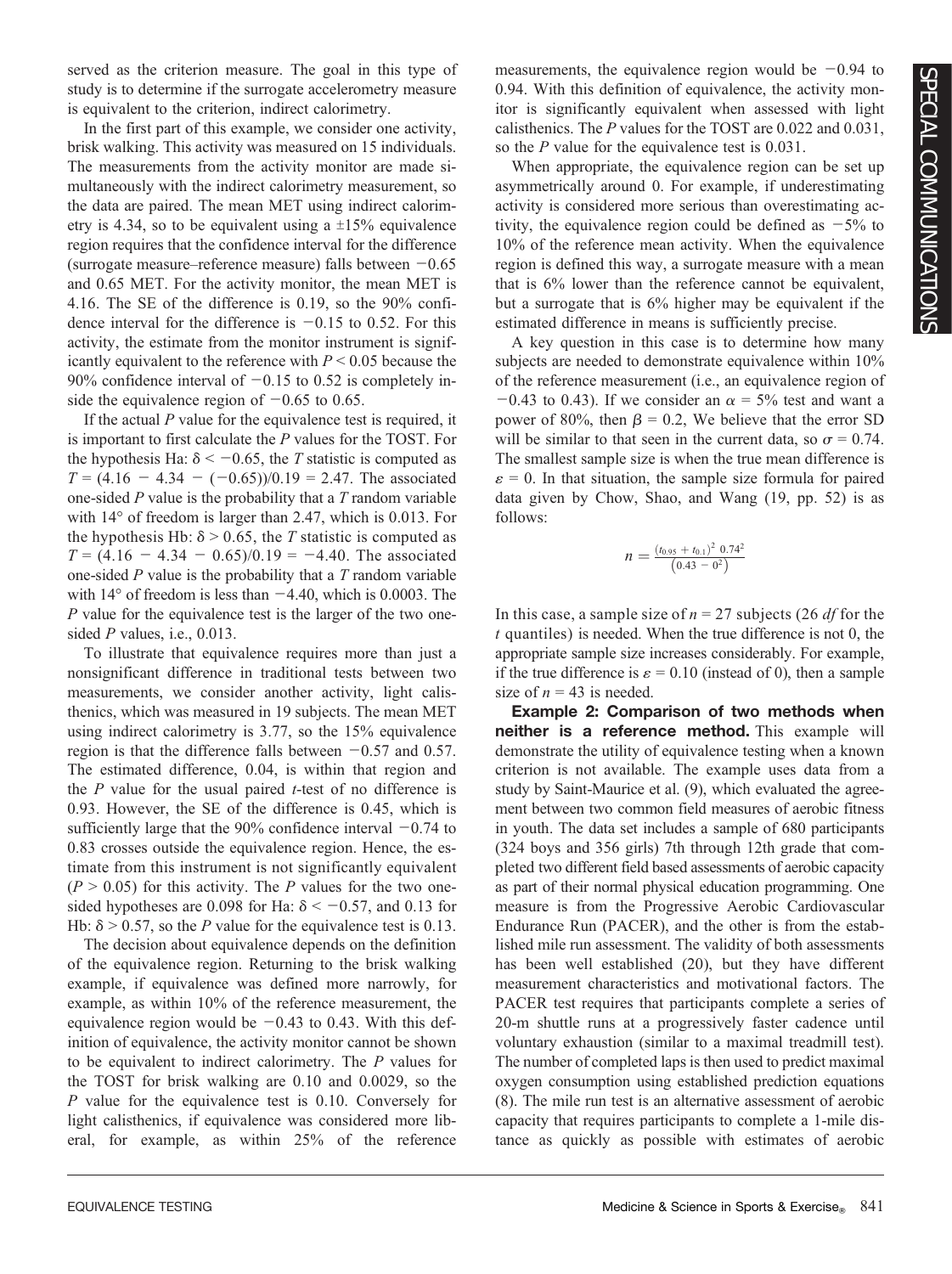served as the criterion measure. The goal in this type of study is to determine if the surrogate accelerometry measure is equivalent to the criterion, indirect calorimetry.

In the first part of this example, we consider one activity, brisk walking. This activity was measured on 15 individuals. The measurements from the activity monitor are made simultaneously with the indirect calorimetry measurement, so the data are paired. The mean MET using indirect calorimetry is 4.34, so to be equivalent using a ±15% equivalence region requires that the confidence interval for the difference (surrogate measure–reference measure) falls between −0.65 and 0.65 MET. For the activity monitor, the mean MET is 4.16. The SE of the difference is 0.19, so the 90% confidence interval for the difference is −0.15 to 0.52. For this activity, the estimate from the monitor instrument is significantly equivalent to the reference with $P < 0.05$ because the 90% confidence interval of −0.15 to 0.52 is completely inside the equivalence region of −0.65 to 0.65.

If the actual $P$ value for the equivalence test is required, it is important to first calculate the $P$ values for the TOST. For the hypothesis Ha: $\delta < -0.65$, the $T$ statistic is computed as $T = (4.16 - 4.34 - (-0.65))/0.19 = 2.47$. The associated one-sided $P$ value is the probability that a $T$ random variable with 14° of freedom is larger than 2.47, which is 0.013. For the hypothesis Hb: $\delta > 0.65$, the $T$ statistic is computed as $T = (4.16 - 4.34 - 0.65)/0.19 = -4.40$. The associated one-sided $P$ value is the probability that a $T$ random variable with 14° of freedom is less than −4.40, which is 0.0003. The $P$ value for the equivalence test is the larger of the two one-sided $P$ values, i.e., 0.013.

To illustrate that equivalence requires more than just a nonsignificant difference in traditional tests between two measurements, we consider another activity, light calisthenics, which was measured in 19 subjects. The mean MET using indirect calorimetry is 3.77, so the 15% equivalence region is that the difference falls between −0.57 and 0.57. The estimated difference, 0.04, is within that region and the $P$ value for the usual paired $t$-test of no difference is 0.93. However, the SE of the difference is 0.45, which is sufficiently large that the 90% confidence interval −0.74 to 0.83 crosses outside the equivalence region. Hence, the estimate from this instrument is not significantly equivalent ($P > 0.05$) for this activity. The $P$ values for the two one-sided hypotheses are 0.098 for Ha: $\delta < -0.57$, and 0.13 for Hb: $\delta > 0.57$, so the $P$ value for the equivalence test is 0.13.

The decision about equivalence depends on the definition of the equivalence region. Returning to the brisk walking example, if equivalence was defined more narrowly, for example, as within 10% of the reference measurement, the equivalence region would be −0.43 to 0.43. With this definition of equivalence, the activity monitor cannot be shown to be equivalent to indirect calorimetry. The $P$ values for the TOST for brisk walking are 0.10 and 0.0029, so the $P$ value for the equivalence test is 0.10. Conversely for light calisthenics, if equivalence was considered more liberal, for example, as within 25% of the reference measurements, the equivalence region would be −0.94 to 0.94. With this definition of equivalence, the activity monitor is significantly equivalent when assessed with light calisthenics. The $P$ values for the TOST are 0.022 and 0.031, so the $P$ value for the equivalence test is 0.031.

When appropriate, the equivalence region can be set up asymmetrically around 0. For example, if underestimating activity is considered more serious than overestimating activity, the equivalence region could be defined as −5% to 10% of the reference mean activity. When the equivalence region is defined this way, a surrogate measure with a mean that is 6% lower than the reference cannot be equivalent, but a surrogate that is 6% higher may be equivalent if the estimated difference in means is sufficiently precise.

A key question in this case is to determine how many subjects are needed to demonstrate equivalence within 10% of the reference measurement (i.e., an equivalence region of −0.43 to 0.43). If we consider an $\alpha = 5\%$ test and want a power of 80%, then $\beta = 0.2$, We believe that the error SD will be similar to that seen in the current data, so $\sigma = 0.74$. The smallest sample size is when the true mean difference is $\varepsilon = 0$. In that situation, the sample size formula for paired data given by Chow, Shao, and Wang (19, pp. 52) is as follows:

$$n = \frac{(t_{0.95} + t_{0.1})^2 \, 0.74^2}{(0.43 - 0^2)}$$

In this case, a sample size of $n = 27$ subjects (26 $df$ for the $t$ quantiles) is needed. When the true difference is not 0, the appropriate sample size increases considerably. For example, if the true difference is $\varepsilon = 0.10$ (instead of 0), then a sample size of $n = 43$ is needed.

**Example 2: Comparison of two methods when neither is a reference method.** This example will demonstrate the utility of equivalence testing when a known criterion is not available. The example uses data from a study by Saint-Maurice et al. (9), which evaluated the agreement between two common field measures of aerobic fitness in youth. The data set includes a sample of 680 participants (324 boys and 356 girls) 7th through 12th grade that completed two different field based assessments of aerobic capacity as part of their normal physical education programming. One measure is from the Progressive Aerobic Cardiovascular Endurance Run (PACER), and the other is from the established mile run assessment. The validity of both assessments has been well established (20), but they have different measurement characteristics and motivational factors. The PACER test requires that participants complete a series of 20-m shuttle runs at a progressively faster cadence until voluntary exhaustion (similar to a maximal treadmill test). The number of completed laps is then used to predict maximal oxygen consumption using established prediction equations (8). The mile run test is an alternative assessment of aerobic capacity that requires participants to complete a 1-mile distance as quickly as possible with estimates of aerobic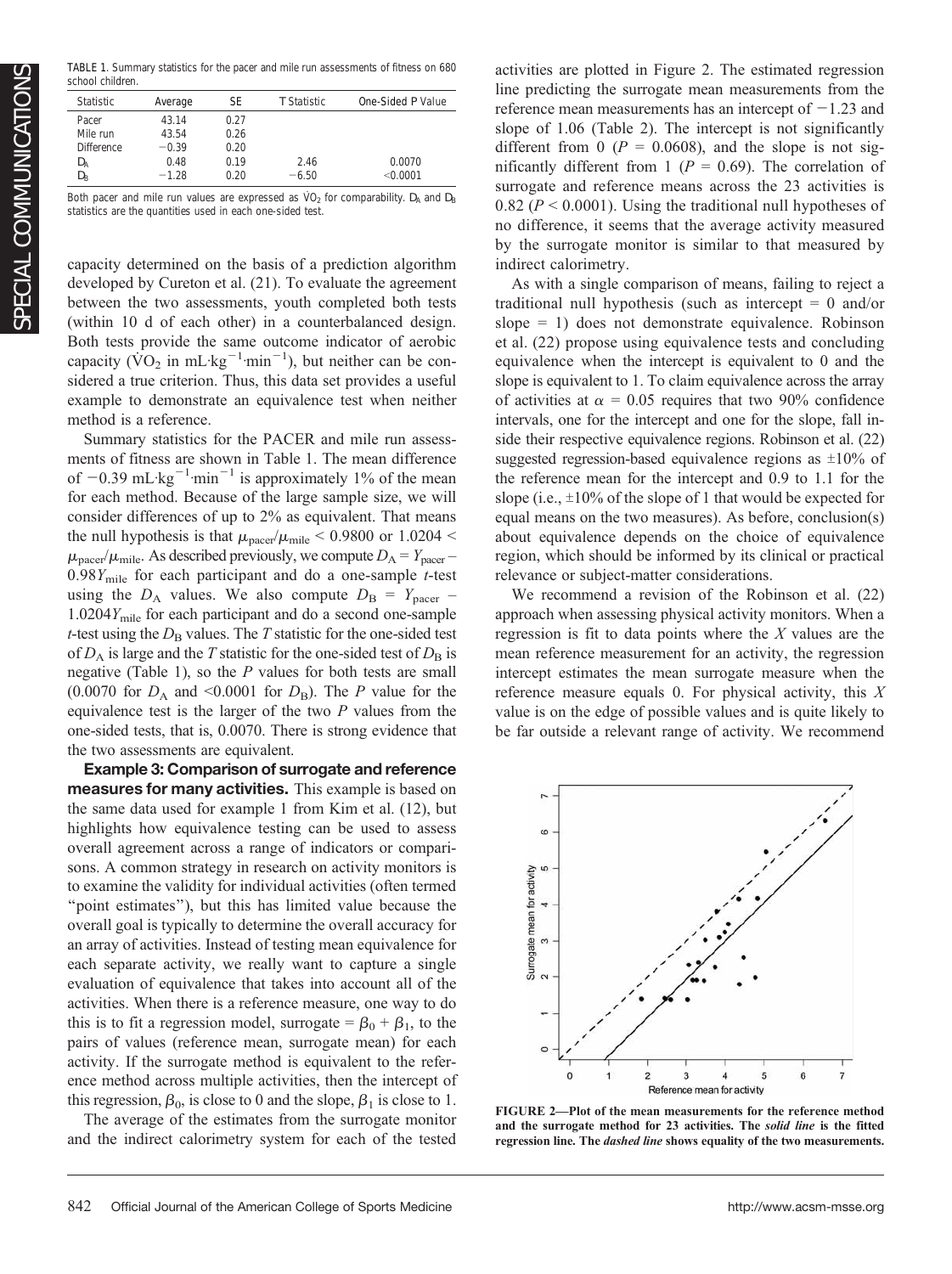TABLE 1. Summary statistics for the pacer and mile run assessments of fitness on 680 school children.

| Statistic | Average | SE | T Statistic | One-Sided P Value |
|---|---|---|---|---|
| Pacer | 43.14 | 0.27 | | |
| Mile run | 43.54 | 0.26 | | |
| Difference | −0.39 | 0.20 | | |
| $D_A$ | 0.48 | 0.19 | 2.46 | 0.0070 |
| $D_B$ | −1.28 | 0.20 | −6.50 | <0.0001 |

Both pacer and mile run values are expressed as $\dot{V}O_2$ for comparability. $D_A$ and $D_B$ statistics are the quantities used in each one-sided test.

capacity determined on the basis of a prediction algorithm developed by Cureton et al. (21). To evaluate the agreement between the two assessments, youth completed both tests (within 10 d of each other) in a counterbalanced design. Both tests provide the same outcome indicator of aerobic capacity ($\dot{V}O_2$ in mL·kg$^{-1}$·min$^{-1}$), but neither can be considered a true criterion. Thus, this data set provides a useful example to demonstrate an equivalence test when neither method is a reference.

Summary statistics for the PACER and mile run assessments of fitness are shown in Table 1. The mean difference of −0.39 mL·kg$^{-1}$·min$^{-1}$ is approximately 1% of the mean for each method. Because of the large sample size, we will consider differences of up to 2% as equivalent. That means the null hypothesis is that $\mu_{pacer}/\mu_{mile} < 0.9800$ or $1.0204 < \mu_{pacer}/\mu_{mile}$. As described previously, we compute $D_A = Y_{pacer} - 0.98Y_{mile}$ for each participant and do a one-sample $t$-test using the $D_A$ values. We also compute $D_B = Y_{pacer} - 1.0204Y_{mile}$ for each participant and do a second one-sample $t$-test using the $D_B$ values. The $T$ statistic for the one-sided test of $D_A$ is large and the $T$ statistic for the one-sided test of $D_B$ is negative (Table 1), so the $P$ values for both tests are small (0.0070 for $D_A$ and <0.0001 for $D_B$). The $P$ value for the equivalence test is the larger of the two $P$ values from the one-sided tests, that is, 0.0070. There is strong evidence that the two assessments are equivalent.

**Example 3: Comparison of surrogate and reference measures for many activities.** This example is based on the same data used for example 1 from Kim et al. (12), but highlights how equivalence testing can be used to assess overall agreement across a range of indicators or comparisons. A common strategy in research on activity monitors is to examine the validity for individual activities (often termed "point estimates"), but this has limited value because the overall goal is typically to determine the overall accuracy for an array of activities. Instead of testing mean equivalence for each separate activity, we really want to capture a single evaluation of equivalence that takes into account all of the activities. When there is a reference measure, one way to do this is to fit a regression model, surrogate = $\beta_0 + \beta_1$, to the pairs of values (reference mean, surrogate mean) for each activity. If the surrogate method is equivalent to the reference method across multiple activities, then the intercept of this regression, $\beta_0$, is close to 0 and the slope, $\beta_1$ is close to 1.

The average of the estimates from the surrogate monitor and the indirect calorimetry system for each of the tested activities are plotted in Figure 2. The estimated regression line predicting the surrogate mean measurements from the reference mean measurements has an intercept of −1.23 and slope of 1.06 (Table 2). The intercept is not significantly different from 0 ($P$ = 0.0608), and the slope is not significantly different from 1 ($P$ = 0.69). The correlation of surrogate and reference means across the 23 activities is 0.82 ($P$ < 0.0001). Using the traditional null hypotheses of no difference, it seems that the average activity measured by the surrogate monitor is similar to that measured by indirect calorimetry.

As with a single comparison of means, failing to reject a traditional null hypothesis (such as intercept = 0 and/or slope = 1) does not demonstrate equivalence. Robinson et al. (22) propose using equivalence tests and concluding equivalence when the intercept is equivalent to 0 and the slope is equivalent to 1. To claim equivalence across the array of activities at $\alpha$ = 0.05 requires that two 90% confidence intervals, one for the intercept and one for the slope, fall inside their respective equivalence regions. Robinson et al. (22) suggested regression-based equivalence regions as ±10% of the reference mean for the intercept and 0.9 to 1.1 for the slope (i.e., ±10% of the slope of 1 that would be expected for equal means on the two measures). As before, conclusion(s) about equivalence depends on the choice of equivalence region, which should be informed by its clinical or practical relevance or subject-matter considerations.

We recommend a revision of the Robinson et al. (22) approach when assessing physical activity monitors. When a regression is fit to data points where the $X$ values are the mean reference measurement for an activity, the regression intercept estimates the mean surrogate measure when the reference measure equals 0. For physical activity, this $X$ value is on the edge of possible values and is quite likely to be far outside a relevant range of activity. We recommend

**FIGURE 2—Plot of the mean measurements for the reference method and the surrogate method for 23 activities. The *solid line* is the fitted regression line. The *dashed line* shows equality of the two measurements.**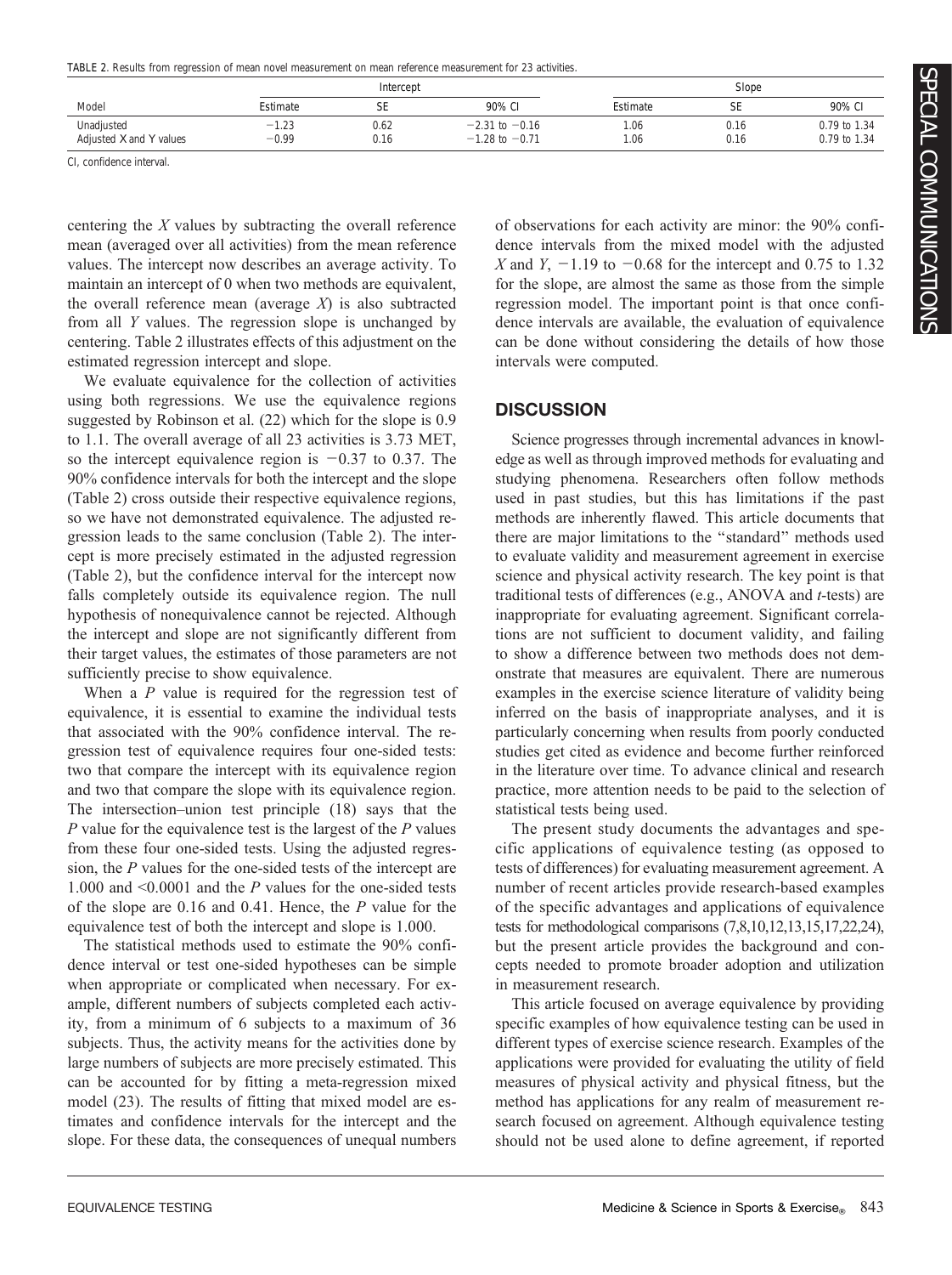TABLE 2. Results from regression of mean novel measurement on mean reference measurement for 23 activities.

| Model | Intercept | | | Slope | | |
|---|---|---|---|---|---|---|
| | Estimate | SE | 90% CI | Estimate | SE | 90% CI |
| Unadjusted | −1.23 | 0.62 | −2.31 to −0.16 | 1.06 | 0.16 | 0.79 to 1.34 |
| Adjusted X and Y values | −0.99 | 0.16 | −1.28 to −0.71 | 1.06 | 0.16 | 0.79 to 1.34 |

CI, confidence interval.

centering the $X$ values by subtracting the overall reference mean (averaged over all activities) from the mean reference values. The intercept now describes an average activity. To maintain an intercept of 0 when two methods are equivalent, the overall reference mean (average $X$) is also subtracted from all $Y$ values. The regression slope is unchanged by centering. Table 2 illustrates effects of this adjustment on the estimated regression intercept and slope.

We evaluate equivalence for the collection of activities using both regressions. We use the equivalence regions suggested by Robinson et al. (22) which for the slope is 0.9 to 1.1. The overall average of all 23 activities is 3.73 MET, so the intercept equivalence region is −0.37 to 0.37. The 90% confidence intervals for both the intercept and the slope (Table 2) cross outside their respective equivalence regions, so we have not demonstrated equivalence. The adjusted regression leads to the same conclusion (Table 2). The intercept is more precisely estimated in the adjusted regression (Table 2), but the confidence interval for the intercept now falls completely outside its equivalence region. The null hypothesis of nonequivalence cannot be rejected. Although the intercept and slope are not significantly different from their target values, the estimates of those parameters are not sufficiently precise to show equivalence.

When a $P$ value is required for the regression test of equivalence, it is essential to examine the individual tests that associated with the 90% confidence interval. The regression test of equivalence requires four one-sided tests: two that compare the intercept with its equivalence region and two that compare the slope with its equivalence region. The intersection–union test principle (18) says that the $P$ value for the equivalence test is the largest of the $P$ values from these four one-sided tests. Using the adjusted regression, the $P$ values for the one-sided tests of the intercept are 1.000 and <0.0001 and the $P$ values for the one-sided tests of the slope are 0.16 and 0.41. Hence, the $P$ value for the equivalence test of both the intercept and slope is 1.000.

The statistical methods used to estimate the 90% confidence interval or test one-sided hypotheses can be simple when appropriate or complicated when necessary. For example, different numbers of subjects completed each activity, from a minimum of 6 subjects to a maximum of 36 subjects. Thus, the activity means for the activities done by large numbers of subjects are more precisely estimated. This can be accounted for by fitting a meta-regression mixed model (23). The results of fitting that mixed model are estimates and confidence intervals for the intercept and the slope. For these data, the consequences of unequal numbers of observations for each activity are minor: the 90% confidence intervals from the mixed model with the adjusted $X$ and $Y$, −1.19 to −0.68 for the intercept and 0.75 to 1.32 for the slope, are almost the same as those from the simple regression model. The important point is that once confidence intervals are available, the evaluation of equivalence can be done without considering the details of how those intervals were computed.

## DISCUSSION

Science progresses through incremental advances in knowledge as well as through improved methods for evaluating and studying phenomena. Researchers often follow methods used in past studies, but this has limitations if the past methods are inherently flawed. This article documents that there are major limitations to the "standard" methods used to evaluate validity and measurement agreement in exercise science and physical activity research. The key point is that traditional tests of differences (e.g., ANOVA and $t$-tests) are inappropriate for evaluating agreement. Significant correlations are not sufficient to document validity, and failing to show a difference between two methods does not demonstrate that measures are equivalent. There are numerous examples in the exercise science literature of validity being inferred on the basis of inappropriate analyses, and it is particularly concerning when results from poorly conducted studies get cited as evidence and become further reinforced in the literature over time. To advance clinical and research practice, more attention needs to be paid to the selection of statistical tests being used.

The present study documents the advantages and specific applications of equivalence testing (as opposed to tests of differences) for evaluating measurement agreement. A number of recent articles provide research-based examples of the specific advantages and applications of equivalence tests for methodological comparisons (7,8,10,12,13,15,17,22,24), but the present article provides the background and concepts needed to promote broader adoption and utilization in measurement research.

This article focused on average equivalence by providing specific examples of how equivalence testing can be used in different types of exercise science research. Examples of the applications were provided for evaluating the utility of field measures of physical activity and physical fitness, but the method has applications for any realm of measurement research focused on agreement. Although equivalence testing should not be used alone to define agreement, if reported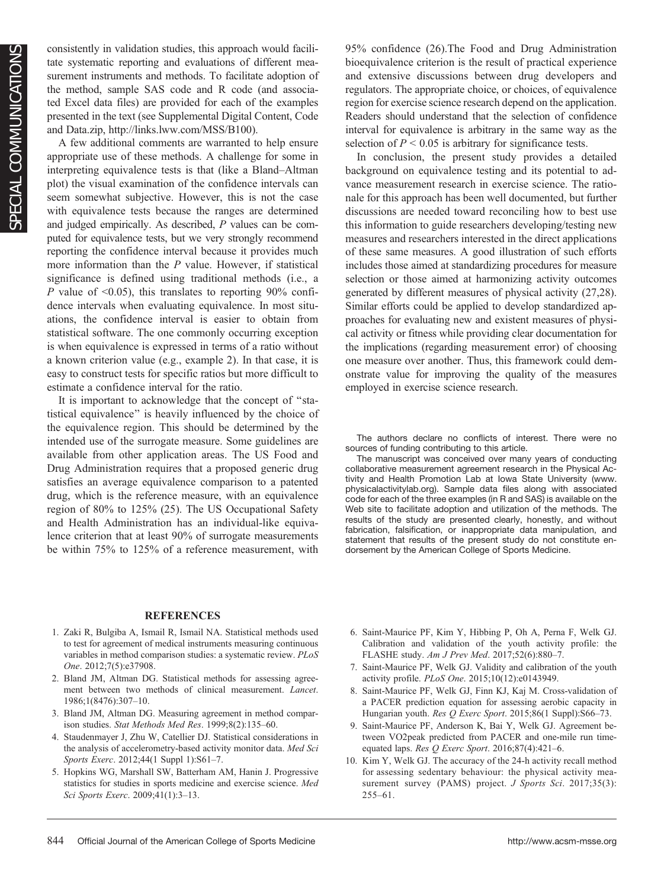consistently in validation studies, this approach would facilitate systematic reporting and evaluations of different measurement instruments and methods. To facilitate adoption of the method, sample SAS code and R code (and associated Excel data files) are provided for each of the examples presented in the text (see Supplemental Digital Content, Code and Data.zip, http://links.lww.com/MSS/B100).

A few additional comments are warranted to help ensure appropriate use of these methods. A challenge for some in interpreting equivalence tests is that (like a Bland–Altman plot) the visual examination of the confidence intervals can seem somewhat subjective. However, this is not the case with equivalence tests because the ranges are determined and judged empirically. As described, $P$ values can be computed for equivalence tests, but we very strongly recommend reporting the confidence interval because it provides much more information than the $P$ value. However, if statistical significance is defined using traditional methods (i.e., a $P$ value of <0.05), this translates to reporting 90% confidence intervals when evaluating equivalence. In most situations, the confidence interval is easier to obtain from statistical software. The one commonly occurring exception is when equivalence is expressed in terms of a ratio without a known criterion value (e.g., example 2). In that case, it is easy to construct tests for specific ratios but more difficult to estimate a confidence interval for the ratio.

It is important to acknowledge that the concept of "statistical equivalence" is heavily influenced by the choice of the equivalence region. This should be determined by the intended use of the surrogate measure. Some guidelines are available from other application areas. The US Food and Drug Administration requires that a proposed generic drug satisfies an average equivalence comparison to a patented drug, which is the reference measure, with an equivalence region of 80% to 125% (25). The US Occupational Safety and Health Administration has an individual-like equivalence criterion that at least 90% of surrogate measurements be within 75% to 125% of a reference measurement, with 95% confidence (26).The Food and Drug Administration bioequivalence criterion is the result of practical experience and extensive discussions between drug developers and regulators. The appropriate choice, or choices, of equivalence region for exercise science research depend on the application. Readers should understand that the selection of confidence interval for equivalence is arbitrary in the same way as the selection of $P < 0.05$ is arbitrary for significance tests.

In conclusion, the present study provides a detailed background on equivalence testing and its potential to advance measurement research in exercise science. The rationale for this approach has been well documented, but further discussions are needed toward reconciling how to best use this information to guide researchers developing/testing new measures and researchers interested in the direct applications of these same measures. A good illustration of such efforts includes those aimed at standardizing procedures for measure selection or those aimed at harmonizing activity outcomes generated by different measures of physical activity (27,28). Similar efforts could be applied to develop standardized approaches for evaluating new and existent measures of physical activity or fitness while providing clear documentation for the implications (regarding measurement error) of choosing one measure over another. Thus, this framework could demonstrate value for improving the quality of the measures employed in exercise science research.

The authors declare no conflicts of interest. There were no sources of funding contributing to this article.

The manuscript was conceived over many years of conducting collaborative measurement agreement research in the Physical Activity and Health Promotion Lab at Iowa State University (www.physicalactivitylab.org). Sample data files along with associated code for each of the three examples (in R and SAS) is available on the Web site to facilitate adoption and utilization of the methods. The results of the study are presented clearly, honestly, and without fabrication, falsification, or inappropriate data manipulation, and statement that results of the present study do not constitute endorsement by the American College of Sports Medicine.

## REFERENCES

1. Zaki R, Bulgiba A, Ismail R, Ismail NA. Statistical methods used to test for agreement of medical instruments measuring continuous variables in method comparison studies: a systematic review. *PLoS One*. 2012;7(5):e37908.
2. Bland JM, Altman DG. Statistical methods for assessing agreement between two methods of clinical measurement. *Lancet*. 1986;1(8476):307–10.
3. Bland JM, Altman DG. Measuring agreement in method comparison studies. *Stat Methods Med Res*. 1999;8(2):135–60.
4. Staudenmayer J, Zhu W, Catellier DJ. Statistical considerations in the analysis of accelerometry-based activity monitor data. *Med Sci Sports Exerc*. 2012;44(1 Suppl 1):S61–7.
5. Hopkins WG, Marshall SW, Batterham AM, Hanin J. Progressive statistics for studies in sports medicine and exercise science. *Med Sci Sports Exerc*. 2009;41(1):3–13.
6. Saint-Maurice PF, Kim Y, Hibbing P, Oh A, Perna F, Welk GJ. Calibration and validation of the youth activity profile: the FLASHE study. *Am J Prev Med*. 2017;52(6):880–7.
7. Saint-Maurice PF, Welk GJ. Validity and calibration of the youth activity profile. *PLoS One*. 2015;10(12):e0143949.
8. Saint-Maurice PF, Welk GJ, Finn KJ, Kaj M. Cross-validation of a PACER prediction equation for assessing aerobic capacity in Hungarian youth. *Res Q Exerc Sport*. 2015;86(1 Suppl):S66–73.
9. Saint-Maurice PF, Anderson K, Bai Y, Welk GJ. Agreement between VO2peak predicted from PACER and one-mile run time-equated laps. *Res Q Exerc Sport*. 2016;87(4):421–6.
10. Kim Y, Welk GJ. The accuracy of the 24-h activity recall method for assessing sedentary behaviour: the physical activity measurement survey (PAMS) project. *J Sports Sci*. 2017;35(3):255–61.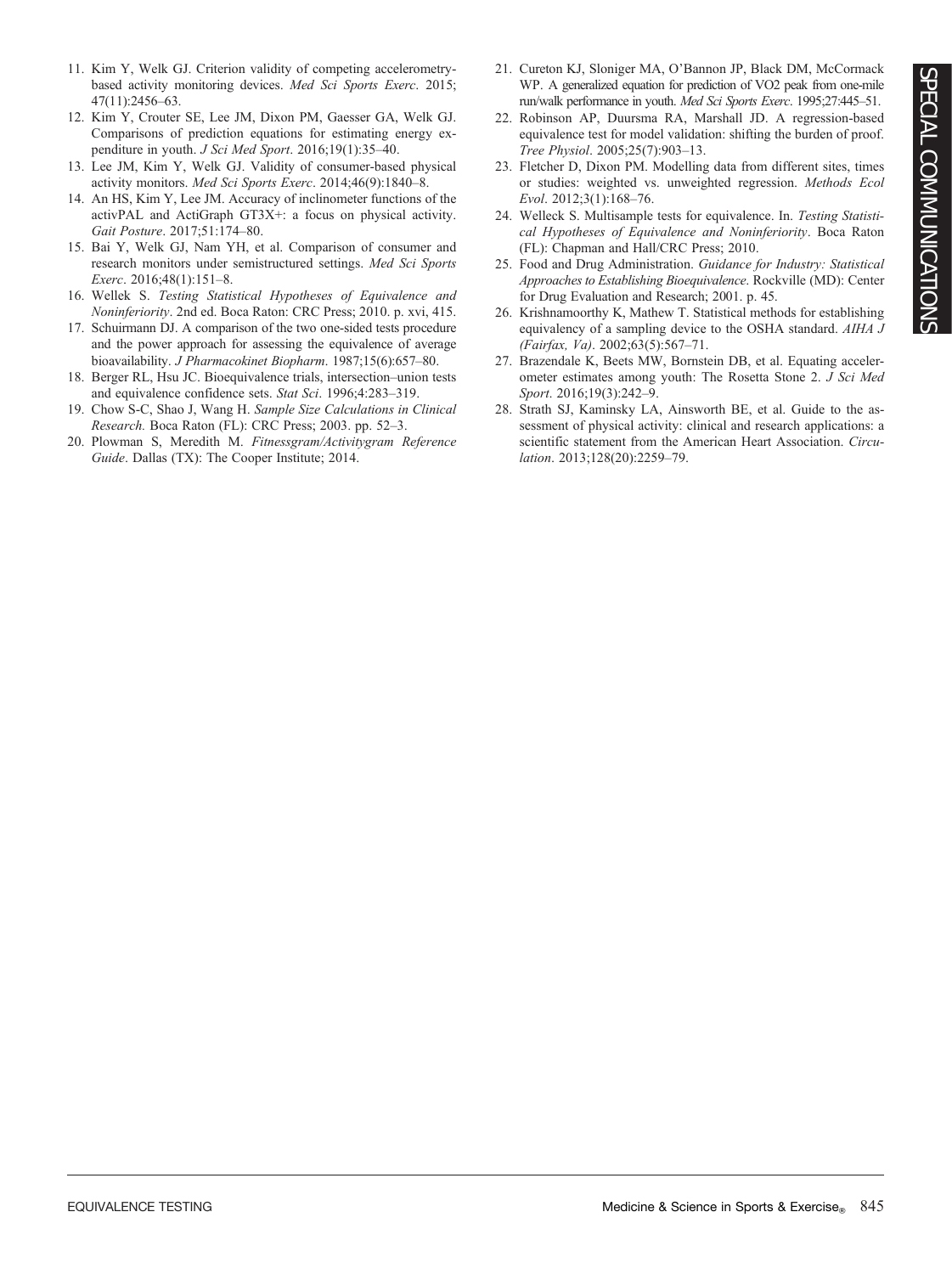11. Kim Y, Welk GJ. Criterion validity of competing accelerometry-based activity monitoring devices. *Med Sci Sports Exerc*. 2015; 47(11):2456–63.
12. Kim Y, Crouter SE, Lee JM, Dixon PM, Gaesser GA, Welk GJ. Comparisons of prediction equations for estimating energy expenditure in youth. *J Sci Med Sport*. 2016;19(1):35–40.
13. Lee JM, Kim Y, Welk GJ. Validity of consumer-based physical activity monitors. *Med Sci Sports Exerc*. 2014;46(9):1840–8.
14. An HS, Kim Y, Lee JM. Accuracy of inclinometer functions of the activPAL and ActiGraph GT3X+: a focus on physical activity. *Gait Posture*. 2017;51:174–80.
15. Bai Y, Welk GJ, Nam YH, et al. Comparison of consumer and research monitors under semistructured settings. *Med Sci Sports Exerc*. 2016;48(1):151–8.
16. Wellek S. *Testing Statistical Hypotheses of Equivalence and Noninferiority*. 2nd ed. Boca Raton: CRC Press; 2010. p. xvi, 415.
17. Schuirmann DJ. A comparison of the two one-sided tests procedure and the power approach for assessing the equivalence of average bioavailability. *J Pharmacokinet Biopharm*. 1987;15(6):657–80.
18. Berger RL, Hsu JC. Bioequivalence trials, intersection–union tests and equivalence confidence sets. *Stat Sci*. 1996;4:283–319.
19. Chow S-C, Shao J, Wang H. *Sample Size Calculations in Clinical Research*. Boca Raton (FL): CRC Press; 2003. pp. 52–3.
20. Plowman S, Meredith M. *Fitnessgram/Activitygram Reference Guide*. Dallas (TX): The Cooper Institute; 2014.
21. Cureton KJ, Sloniger MA, O'Bannon JP, Black DM, McCormack WP. A generalized equation for prediction of VO2 peak from one-mile run/walk performance in youth. *Med Sci Sports Exerc*. 1995;27:445–51.
22. Robinson AP, Duursma RA, Marshall JD. A regression-based equivalence test for model validation: shifting the burden of proof. *Tree Physiol*. 2005;25(7):903–13.
23. Fletcher D, Dixon PM. Modelling data from different sites, times or studies: weighted vs. unweighted regression. *Methods Ecol Evol*. 2012;3(1):168–76.
24. Welleck S. Multisample tests for equivalence. In. *Testing Statistical Hypotheses of Equivalence and Noninferiority*. Boca Raton (FL): Chapman and Hall/CRC Press; 2010.
25. Food and Drug Administration. *Guidance for Industry: Statistical Approaches to Establishing Bioequivalence*. Rockville (MD): Center for Drug Evaluation and Research; 2001. p. 45.
26. Krishnamoorthy K, Mathew T. Statistical methods for establishing equivalency of a sampling device to the OSHA standard. *AIHA J (Fairfax, Va)*. 2002;63(5):567–71.
27. Brazendale K, Beets MW, Bornstein DB, et al. Equating accelerometer estimates among youth: The Rosetta Stone 2. *J Sci Med Sport*. 2016;19(3):242–9.
28. Strath SJ, Kaminsky LA, Ainsworth BE, et al. Guide to the assessment of physical activity: clinical and research applications: a scientific statement from the American Heart Association. *Circulation*. 2013;128(20):2259–79.